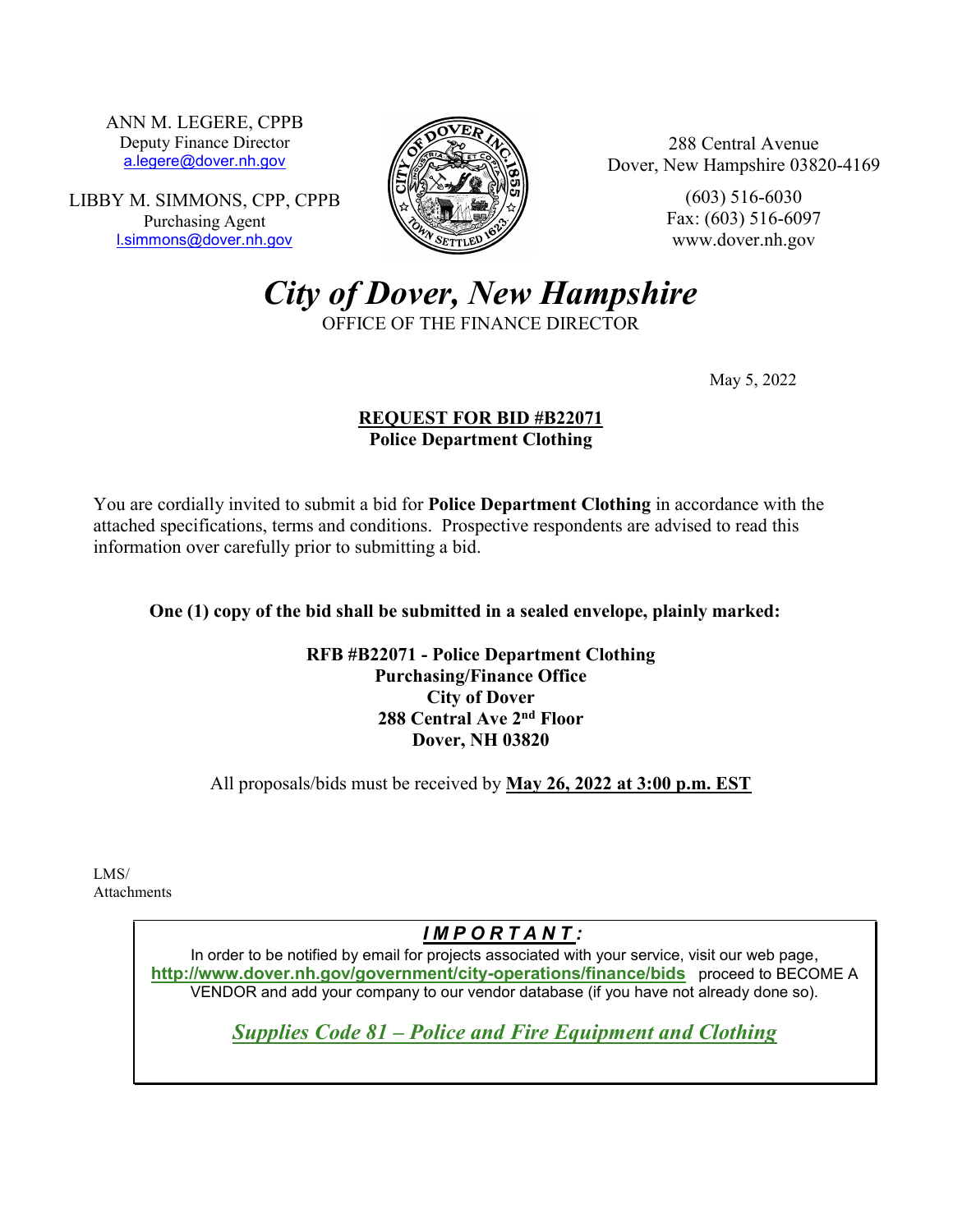ANN M. LEGERE, CPPB
Deputy Finance Director
a.legere@dover.nh.gov

LIBBY M. SIMMONS, CPP, CPPB
Purchasing Agent
l.simmons@dover.nh.gov

288 Central Avenue
Dover, New Hampshire 03820-4169

(603) 516-6030
Fax: (603) 516-6097
www.dover.nh.gov

# *City of Dover, New Hampshire*

OFFICE OF THE FINANCE DIRECTOR

May 5, 2022

**REQUEST FOR BID #B22071**
**Police Department Clothing**

You are cordially invited to submit a bid for **Police Department Clothing** in accordance with the attached specifications, terms and conditions. Prospective respondents are advised to read this information over carefully prior to submitting a bid.

**One (1) copy of the bid shall be submitted in a sealed envelope, plainly marked:**

**RFB #B22071 - Police Department Clothing**
**Purchasing/Finance Office**
**City of Dover**
**288 Central Ave 2nd Floor**
**Dover, NH 03820**

All proposals/bids must be received by **May 26, 2022 at 3:00 p.m. EST**

LMS/
Attachments

***IMPORTANT:***

In order to be notified by email for projects associated with your service, visit our web page, **http://www.dover.nh.gov/government/city-operations/finance/bids** proceed to BECOME A VENDOR and add your company to our vendor database (if you have not already done so).

***Supplies Code 81 – Police and Fire Equipment and Clothing***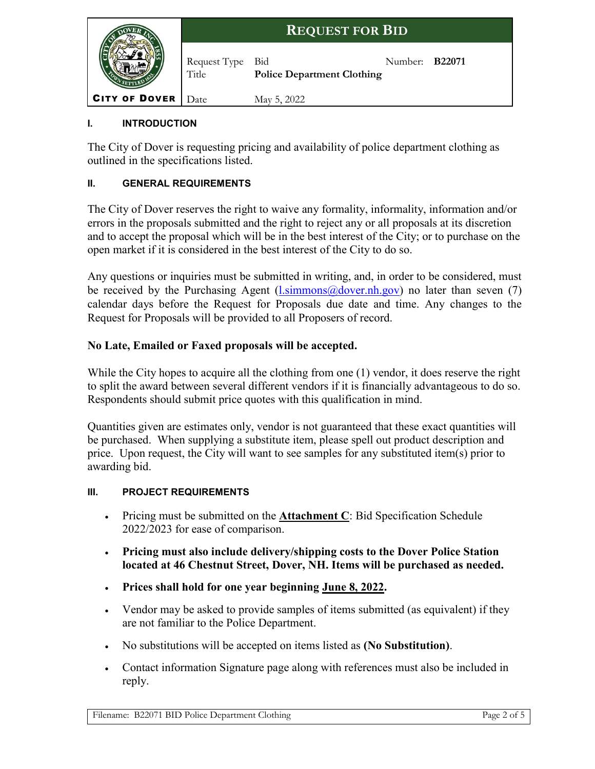| CITY OF DOVER | REQUEST FOR BID | | | |
|---|---|---|---|---|
| | Request Type | Bid | Number: | **B22071** |
| | Title | **Police Department Clothing** | | |
| | Date | May 5, 2022 | | |

### I. INTRODUCTION

The City of Dover is requesting pricing and availability of police department clothing as outlined in the specifications listed.

### II. GENERAL REQUIREMENTS

The City of Dover reserves the right to waive any formality, informality, information and/or errors in the proposals submitted and the right to reject any or all proposals at its discretion and to accept the proposal which will be in the best interest of the City; or to purchase on the open market if it is considered in the best interest of the City to do so.

Any questions or inquiries must be submitted in writing, and, in order to be considered, must be received by the Purchasing Agent (l.simmons@dover.nh.gov) no later than seven (7) calendar days before the Request for Proposals due date and time. Any changes to the Request for Proposals will be provided to all Proposers of record.

**No Late, Emailed or Faxed proposals will be accepted.**

While the City hopes to acquire all the clothing from one (1) vendor, it does reserve the right to split the award between several different vendors if it is financially advantageous to do so. Respondents should submit price quotes with this qualification in mind.

Quantities given are estimates only, vendor is not guaranteed that these exact quantities will be purchased. When supplying a substitute item, please spell out product description and price. Upon request, the City will want to see samples for any substituted item(s) prior to awarding bid.

### III. PROJECT REQUIREMENTS

- Pricing must be submitted on the **Attachment C**: Bid Specification Schedule 2022/2023 for ease of comparison.
- **Pricing must also include delivery/shipping costs to the Dover Police Station located at 46 Chestnut Street, Dover, NH. Items will be purchased as needed.**
- **Prices shall hold for one year beginning June 8, 2022.**
- Vendor may be asked to provide samples of items submitted (as equivalent) if they are not familiar to the Police Department.
- No substitutions will be accepted on items listed as **(No Substitution)**.
- Contact information Signature page along with references must also be included in reply.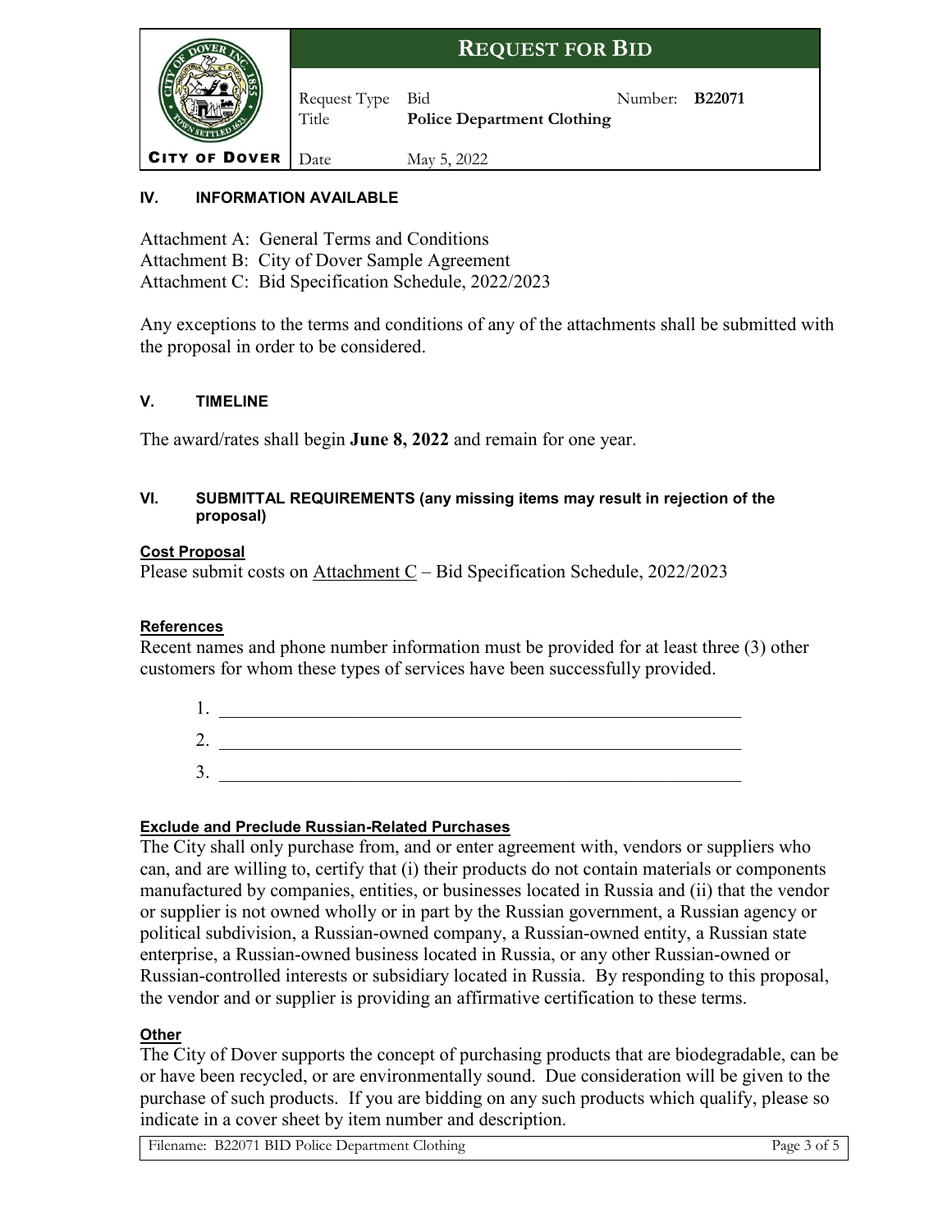## IV. INFORMATION AVAILABLE

Attachment A: General Terms and Conditions
Attachment B: City of Dover Sample Agreement
Attachment C: Bid Specification Schedule, 2022/2023

Any exceptions to the terms and conditions of any of the attachments shall be submitted with the proposal in order to be considered.

## V. TIMELINE

The award/rates shall begin **June 8, 2022** and remain for one year.

## VI. SUBMITTAL REQUIREMENTS (any missing items may result in rejection of the proposal)

**Cost Proposal**

Please submit costs on Attachment C – Bid Specification Schedule, 2022/2023

**References**

Recent names and phone number information must be provided for at least three (3) other customers for whom these types of services have been successfully provided.

1. ____________________________________________________________
2. ____________________________________________________________
3. ____________________________________________________________

**Exclude and Preclude Russian-Related Purchases**

The City shall only purchase from, and or enter agreement with, vendors or suppliers who can, and are willing to, certify that (i) their products do not contain materials or components manufactured by companies, entities, or businesses located in Russia and (ii) that the vendor or supplier is not owned wholly or in part by the Russian government, a Russian agency or political subdivision, a Russian-owned company, a Russian-owned entity, a Russian state enterprise, a Russian-owned business located in Russia, or any other Russian-owned or Russian-controlled interests or subsidiary located in Russia. By responding to this proposal, the vendor and or supplier is providing an affirmative certification to these terms.

**Other**

The City of Dover supports the concept of purchasing products that are biodegradable, can be or have been recycled, or are environmentally sound. Due consideration will be given to the purchase of such products. If you are bidding on any such products which qualify, please so indicate in a cover sheet by item number and description.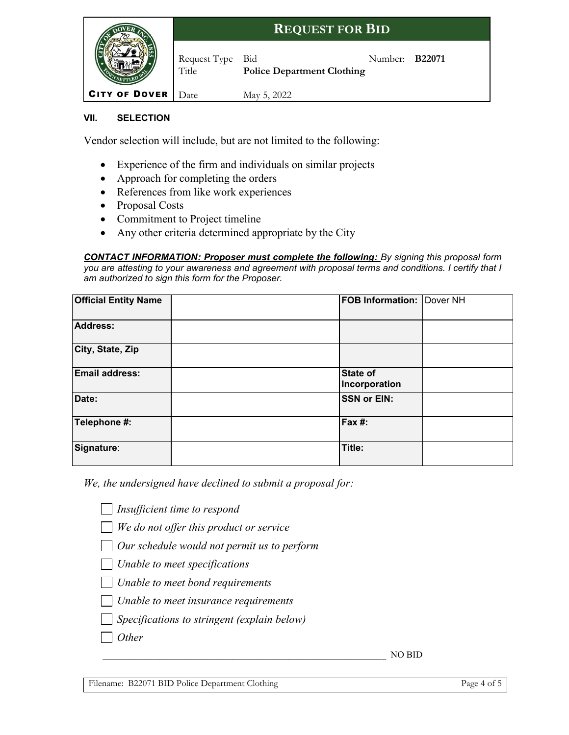| **REQUEST FOR BID** | | | |
|---|---|---|---|
| Request Type | Bid | Number: | **B22071** |
| Title | **Police Department Clothing** | | |
| Date | May 5, 2022 | | |

### VII. SELECTION

Vendor selection will include, but are not limited to the following:

- Experience of the firm and individuals on similar projects
- Approach for completing the orders
- References from like work experiences
- Proposal Costs
- Commitment to Project timeline
- Any other criteria determined appropriate by the City

***CONTACT INFORMATION: Proposer must complete the following:*** *By signing this proposal form you are attesting to your awareness and agreement with proposal terms and conditions. I certify that I am authorized to sign this form for the Proposer.*

| **Official Entity Name** | | **FOB Information:** | Dover NH |
|---|---|---|---|
| **Address:** | | | |
| **City, State, Zip** | | | |
| **Email address:** | | **State of Incorporation** | |
| **Date:** | | **SSN or EIN:** | |
| **Telephone #:** | | **Fax #:** | |
| **Signature**: | | **Title:** | |

*We, the undersigned have declined to submit a proposal for:*

- ☐ *Insufficient time to respond*
- ☐ *We do not offer this product or service*
- ☐ *Our schedule would not permit us to perform*
- ☐ *Unable to meet specifications*
- ☐ *Unable to meet bond requirements*
- ☐ *Unable to meet insurance requirements*
- ☐ *Specifications to stringent (explain below)*
- ☐ *Other*

\_\_\_\_\_\_\_\_\_\_\_\_\_\_\_\_\_\_\_\_\_\_\_\_\_\_\_\_\_\_\_\_\_\_\_\_\_\_\_\_\_\_\_\_\_\_\_\_\_\_\_\_\_\_\_\_ NO BID

Filename: B22071 BID Police Department Clothing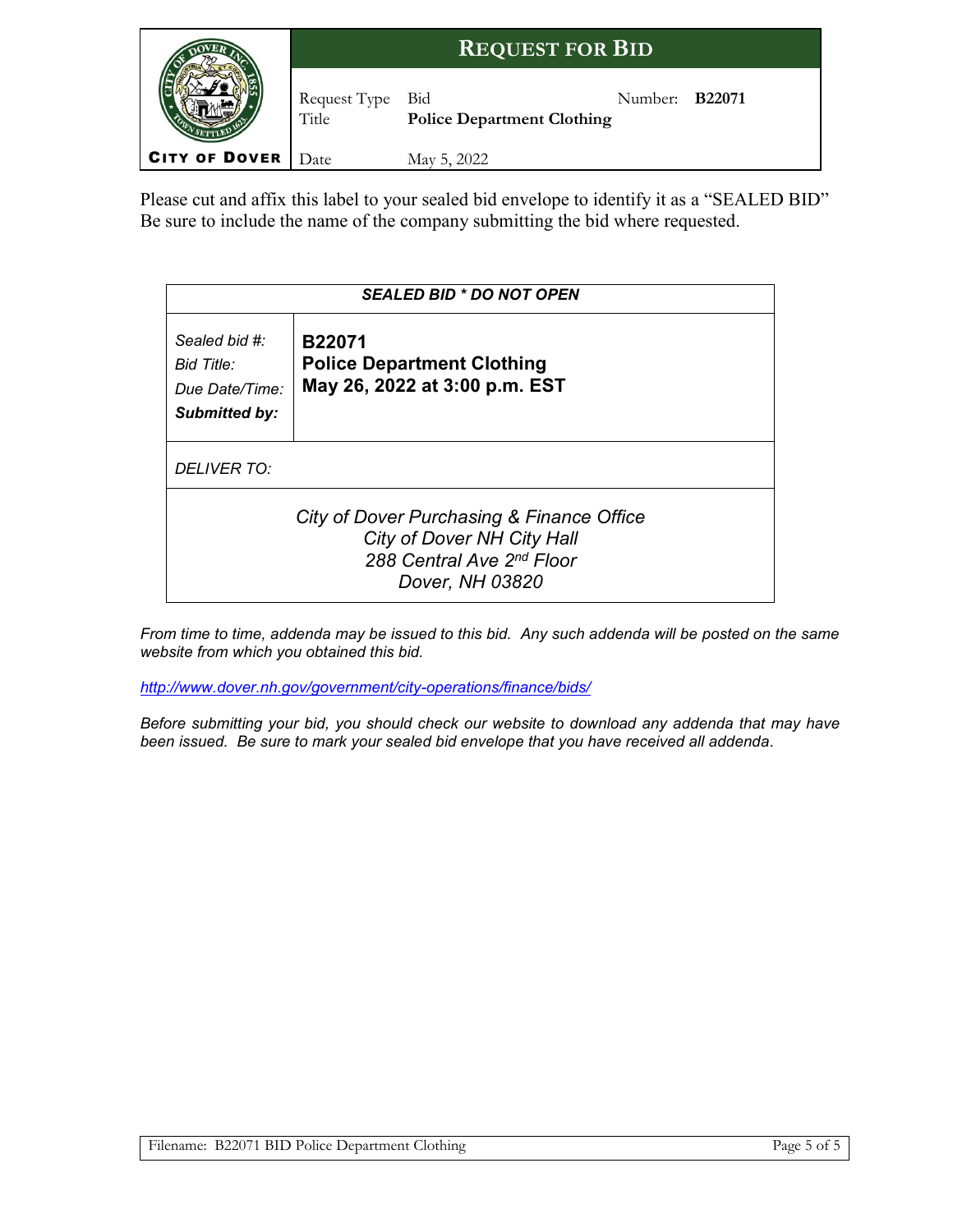| CITY OF DOVER | REQUEST FOR BID | | | |
|---|---|---|---|---|
| | Request Type | Bid | Number: | **B22071** |
| | Title | **Police Department Clothing** | | |
| | Date | May 5, 2022 | | |

Please cut and affix this label to your sealed bid envelope to identify it as a "SEALED BID" Be sure to include the name of the company submitting the bid where requested.

| ***SEALED BID * DO NOT OPEN*** | |
|---|---|
| *Sealed bid #:* | **B22071** |
| *Bid Title:* | **Police Department Clothing** |
| *Due Date/Time:* | **May 26, 2022 at 3:00 p.m. EST** |
| ***Submitted by:*** | |
| *DELIVER TO:* | |
| *City of Dover Purchasing & Finance Office*<br>*City of Dover NH City Hall*<br>*288 Central Ave 2nd Floor*<br>*Dover, NH 03820* | |

*From time to time, addenda may be issued to this bid. Any such addenda will be posted on the same website from which you obtained this bid.*

*http://www.dover.nh.gov/government/city-operations/finance/bids/*

*Before submitting your bid, you should check our website to download any addenda that may have been issued. Be sure to mark your sealed bid envelope that you have received all addenda.*

Filename: B22071 BID Police Department Clothing